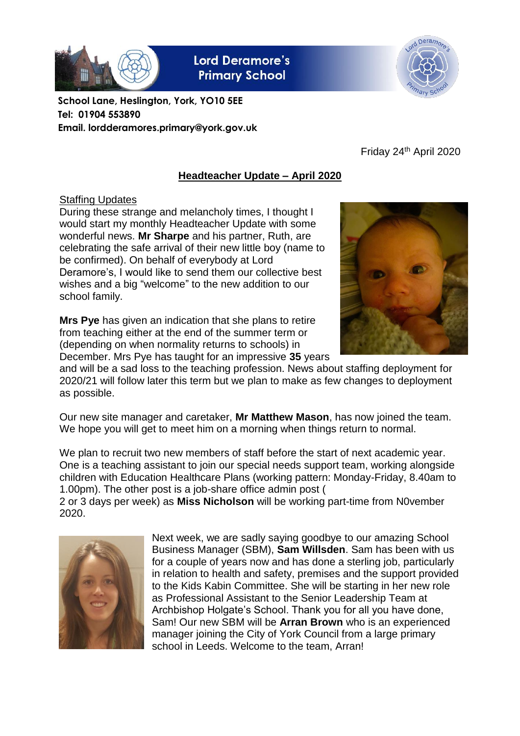**Lord Deramore's Primary School**

**School Lane, Heslington, York, YO10 5EE**
**Tel: 01904 553890**
**Email. lordderamores.primary@york.gov.uk**

Friday 24th April 2020

## Headteacher Update – April 2020

Staffing Updates

During these strange and melancholy times, I thought I would start my monthly Headteacher Update with some wonderful news. **Mr Sharpe** and his partner, Ruth, are celebrating the safe arrival of their new little boy (name to be confirmed). On behalf of everybody at Lord Deramore's, I would like to send them our collective best wishes and a big "welcome" to the new addition to our school family.

**Mrs Pye** has given an indication that she plans to retire from teaching either at the end of the summer term or (depending on when normality returns to schools) in December. Mrs Pye has taught for an impressive **35** years and will be a sad loss to the teaching profession. News about staffing deployment for 2020/21 will follow later this term but we plan to make as few changes to deployment as possible.

Our new site manager and caretaker, **Mr Matthew Mason**, has now joined the team. We hope you will get to meet him on a morning when things return to normal.

We plan to recruit two new members of staff before the start of next academic year. One is a teaching assistant to join our special needs support team, working alongside children with Education Healthcare Plans (working pattern: Monday-Friday, 8.40am to 1.00pm). The other post is a job-share office admin post (
2 or 3 days per week) as **Miss Nicholson** will be working part-time from N0vember 2020.

Next week, we are sadly saying goodbye to our amazing School Business Manager (SBM), **Sam Willsden**. Sam has been with us for a couple of years now and has done a sterling job, particularly in relation to health and safety, premises and the support provided to the Kids Kabin Committee. She will be starting in her new role as Professional Assistant to the Senior Leadership Team at Archbishop Holgate's School. Thank you for all you have done, Sam! Our new SBM will be **Arran Brown** who is an experienced manager joining the City of York Council from a large primary school in Leeds. Welcome to the team, Arran!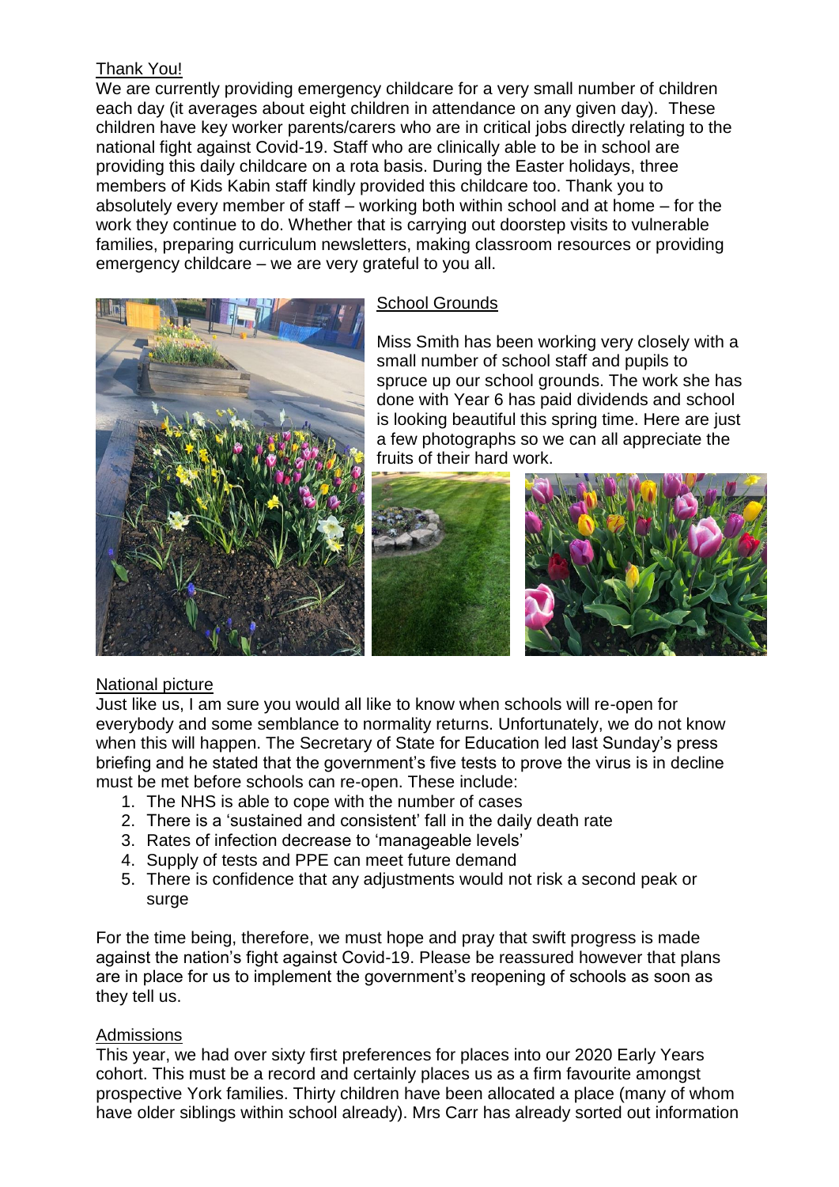## Thank You!

We are currently providing emergency childcare for a very small number of children each day (it averages about eight children in attendance on any given day). These children have key worker parents/carers who are in critical jobs directly relating to the national fight against Covid-19. Staff who are clinically able to be in school are providing this daily childcare on a rota basis. During the Easter holidays, three members of Kids Kabin staff kindly provided this childcare too. Thank you to absolutely every member of staff – working both within school and at home – for the work they continue to do. Whether that is carrying out doorstep visits to vulnerable families, preparing curriculum newsletters, making classroom resources or providing emergency childcare – we are very grateful to you all.

## School Grounds

Miss Smith has been working very closely with a small number of school staff and pupils to spruce up our school grounds. The work she has done with Year 6 has paid dividends and school is looking beautiful this spring time. Here are just a few photographs so we can all appreciate the fruits of their hard work.

## National picture

Just like us, I am sure you would all like to know when schools will re-open for everybody and some semblance to normality returns. Unfortunately, we do not know when this will happen. The Secretary of State for Education led last Sunday's press briefing and he stated that the government's five tests to prove the virus is in decline must be met before schools can re-open. These include:

1. The NHS is able to cope with the number of cases
2. There is a 'sustained and consistent' fall in the daily death rate
3. Rates of infection decrease to 'manageable levels'
4. Supply of tests and PPE can meet future demand
5. There is confidence that any adjustments would not risk a second peak or surge

For the time being, therefore, we must hope and pray that swift progress is made against the nation's fight against Covid-19. Please be reassured however that plans are in place for us to implement the government's reopening of schools as soon as they tell us.

## Admissions

This year, we had over sixty first preferences for places into our 2020 Early Years cohort. This must be a record and certainly places us as a firm favourite amongst prospective York families. Thirty children have been allocated a place (many of whom have older siblings within school already). Mrs Carr has already sorted out information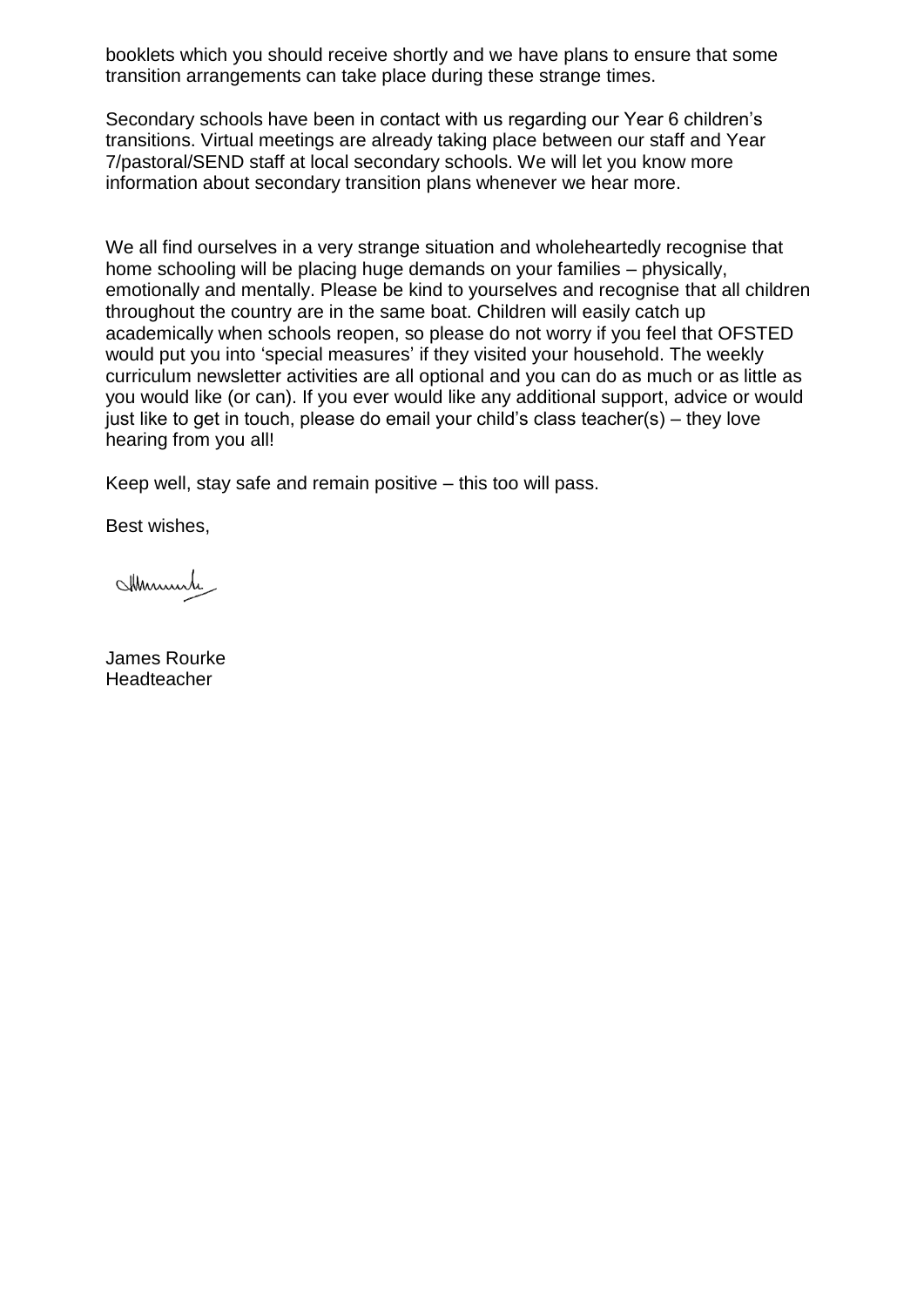booklets which you should receive shortly and we have plans to ensure that some transition arrangements can take place during these strange times.

Secondary schools have been in contact with us regarding our Year 6 children's transitions. Virtual meetings are already taking place between our staff and Year 7/pastoral/SEND staff at local secondary schools. We will let you know more information about secondary transition plans whenever we hear more.

We all find ourselves in a very strange situation and wholeheartedly recognise that home schooling will be placing huge demands on your families – physically, emotionally and mentally. Please be kind to yourselves and recognise that all children throughout the country are in the same boat. Children will easily catch up academically when schools reopen, so please do not worry if you feel that OFSTED would put you into 'special measures' if they visited your household. The weekly curriculum newsletter activities are all optional and you can do as much or as little as you would like (or can). If you ever would like any additional support, advice or would just like to get in touch, please do email your child's class teacher(s) – they love hearing from you all!

Keep well, stay safe and remain positive – this too will pass.

Best wishes,

James Rourke
Headteacher